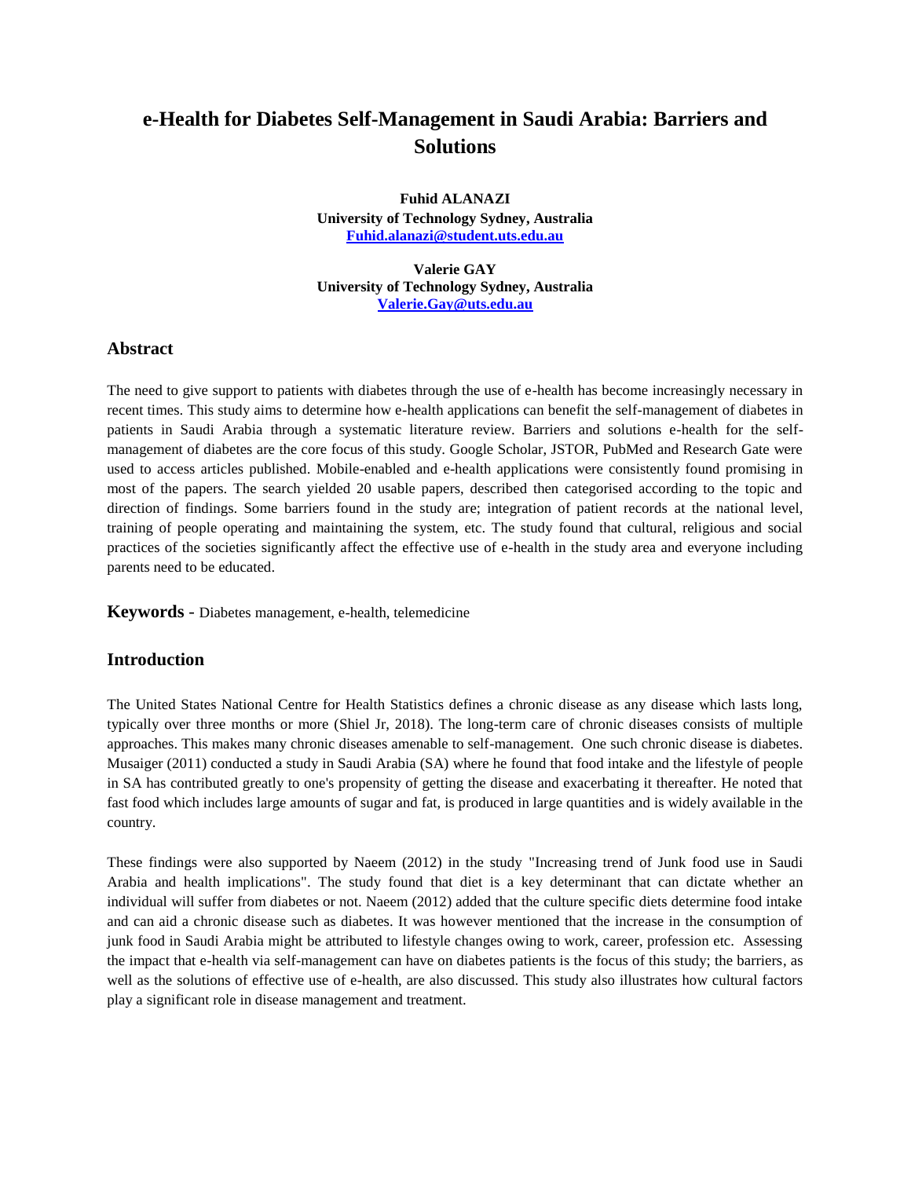# e-Health for Diabetes Self-Management in Saudi Arabia: Barriers and Solutions

**Fuhid ALANAZI**
**University of Technology Sydney, Australia**
**Fuhid.alanazi@student.uts.edu.au**

**Valerie GAY**
**University of Technology Sydney, Australia**
**Valerie.Gay@uts.edu.au**

## Abstract

The need to give support to patients with diabetes through the use of e-health has become increasingly necessary in recent times. This study aims to determine how e-health applications can benefit the self-management of diabetes in patients in Saudi Arabia through a systematic literature review. Barriers and solutions e-health for the self-management of diabetes are the core focus of this study. Google Scholar, JSTOR, PubMed and Research Gate were used to access articles published. Mobile-enabled and e-health applications were consistently found promising in most of the papers. The search yielded 20 usable papers, described then categorised according to the topic and direction of findings. Some barriers found in the study are; integration of patient records at the national level, training of people operating and maintaining the system, etc. The study found that cultural, religious and social practices of the societies significantly affect the effective use of e-health in the study area and everyone including parents need to be educated.

**Keywords -** Diabetes management, e-health, telemedicine

## Introduction

The United States National Centre for Health Statistics defines a chronic disease as any disease which lasts long, typically over three months or more (Shiel Jr, 2018). The long-term care of chronic diseases consists of multiple approaches. This makes many chronic diseases amenable to self-management. One such chronic disease is diabetes. Musaiger (2011) conducted a study in Saudi Arabia (SA) where he found that food intake and the lifestyle of people in SA has contributed greatly to one's propensity of getting the disease and exacerbating it thereafter. He noted that fast food which includes large amounts of sugar and fat, is produced in large quantities and is widely available in the country.

These findings were also supported by Naeem (2012) in the study "Increasing trend of Junk food use in Saudi Arabia and health implications". The study found that diet is a key determinant that can dictate whether an individual will suffer from diabetes or not. Naeem (2012) added that the culture specific diets determine food intake and can aid a chronic disease such as diabetes. It was however mentioned that the increase in the consumption of junk food in Saudi Arabia might be attributed to lifestyle changes owing to work, career, profession etc. Assessing the impact that e-health via self-management can have on diabetes patients is the focus of this study; the barriers, as well as the solutions of effective use of e-health, are also discussed. This study also illustrates how cultural factors play a significant role in disease management and treatment.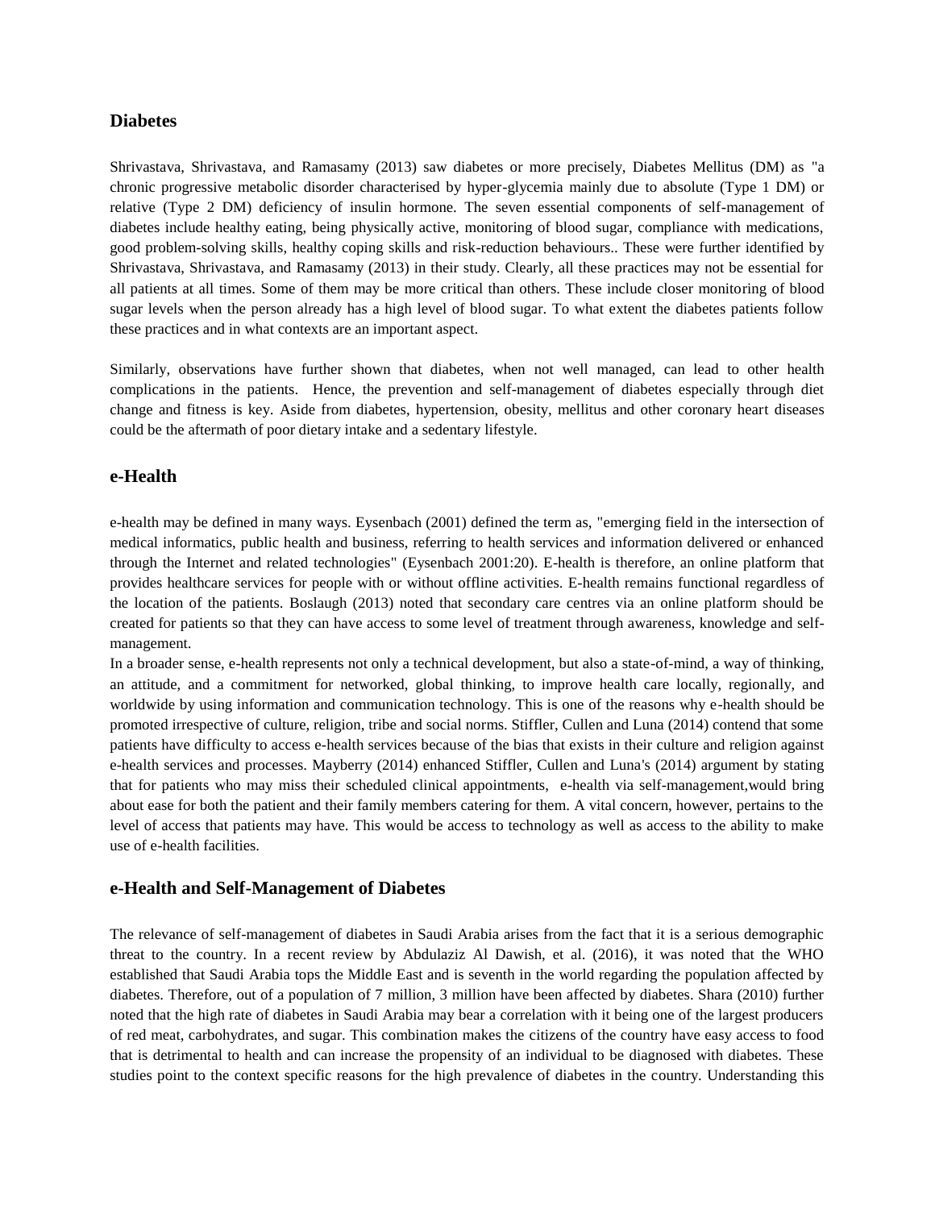## Diabetes

Shrivastava, Shrivastava, and Ramasamy (2013) saw diabetes or more precisely, Diabetes Mellitus (DM) as "a chronic progressive metabolic disorder characterised by hyper-glycemia mainly due to absolute (Type 1 DM) or relative (Type 2 DM) deficiency of insulin hormone. The seven essential components of self-management of diabetes include healthy eating, being physically active, monitoring of blood sugar, compliance with medications, good problem-solving skills, healthy coping skills and risk-reduction behaviours.. These were further identified by Shrivastava, Shrivastava, and Ramasamy (2013) in their study. Clearly, all these practices may not be essential for all patients at all times. Some of them may be more critical than others. These include closer monitoring of blood sugar levels when the person already has a high level of blood sugar. To what extent the diabetes patients follow these practices and in what contexts are an important aspect.

Similarly, observations have further shown that diabetes, when not well managed, can lead to other health complications in the patients. Hence, the prevention and self-management of diabetes especially through diet change and fitness is key. Aside from diabetes, hypertension, obesity, mellitus and other coronary heart diseases could be the aftermath of poor dietary intake and a sedentary lifestyle.

## e-Health

e-health may be defined in many ways. Eysenbach (2001) defined the term as, "emerging field in the intersection of medical informatics, public health and business, referring to health services and information delivered or enhanced through the Internet and related technologies" (Eysenbach 2001:20). E-health is therefore, an online platform that provides healthcare services for people with or without offline activities. E-health remains functional regardless of the location of the patients. Boslaugh (2013) noted that secondary care centres via an online platform should be created for patients so that they can have access to some level of treatment through awareness, knowledge and self-management.

In a broader sense, e-health represents not only a technical development, but also a state-of-mind, a way of thinking, an attitude, and a commitment for networked, global thinking, to improve health care locally, regionally, and worldwide by using information and communication technology. This is one of the reasons why e-health should be promoted irrespective of culture, religion, tribe and social norms. Stiffler, Cullen and Luna (2014) contend that some patients have difficulty to access e-health services because of the bias that exists in their culture and religion against e-health services and processes. Mayberry (2014) enhanced Stiffler, Cullen and Luna's (2014) argument by stating that for patients who may miss their scheduled clinical appointments, e-health via self-management,would bring about ease for both the patient and their family members catering for them. A vital concern, however, pertains to the level of access that patients may have. This would be access to technology as well as access to the ability to make use of e-health facilities.

## e-Health and Self-Management of Diabetes

The relevance of self-management of diabetes in Saudi Arabia arises from the fact that it is a serious demographic threat to the country. In a recent review by Abdulaziz Al Dawish, et al. (2016), it was noted that the WHO established that Saudi Arabia tops the Middle East and is seventh in the world regarding the population affected by diabetes. Therefore, out of a population of 7 million, 3 million have been affected by diabetes. Shara (2010) further noted that the high rate of diabetes in Saudi Arabia may bear a correlation with it being one of the largest producers of red meat, carbohydrates, and sugar. This combination makes the citizens of the country have easy access to food that is detrimental to health and can increase the propensity of an individual to be diagnosed with diabetes. These studies point to the context specific reasons for the high prevalence of diabetes in the country. Understanding this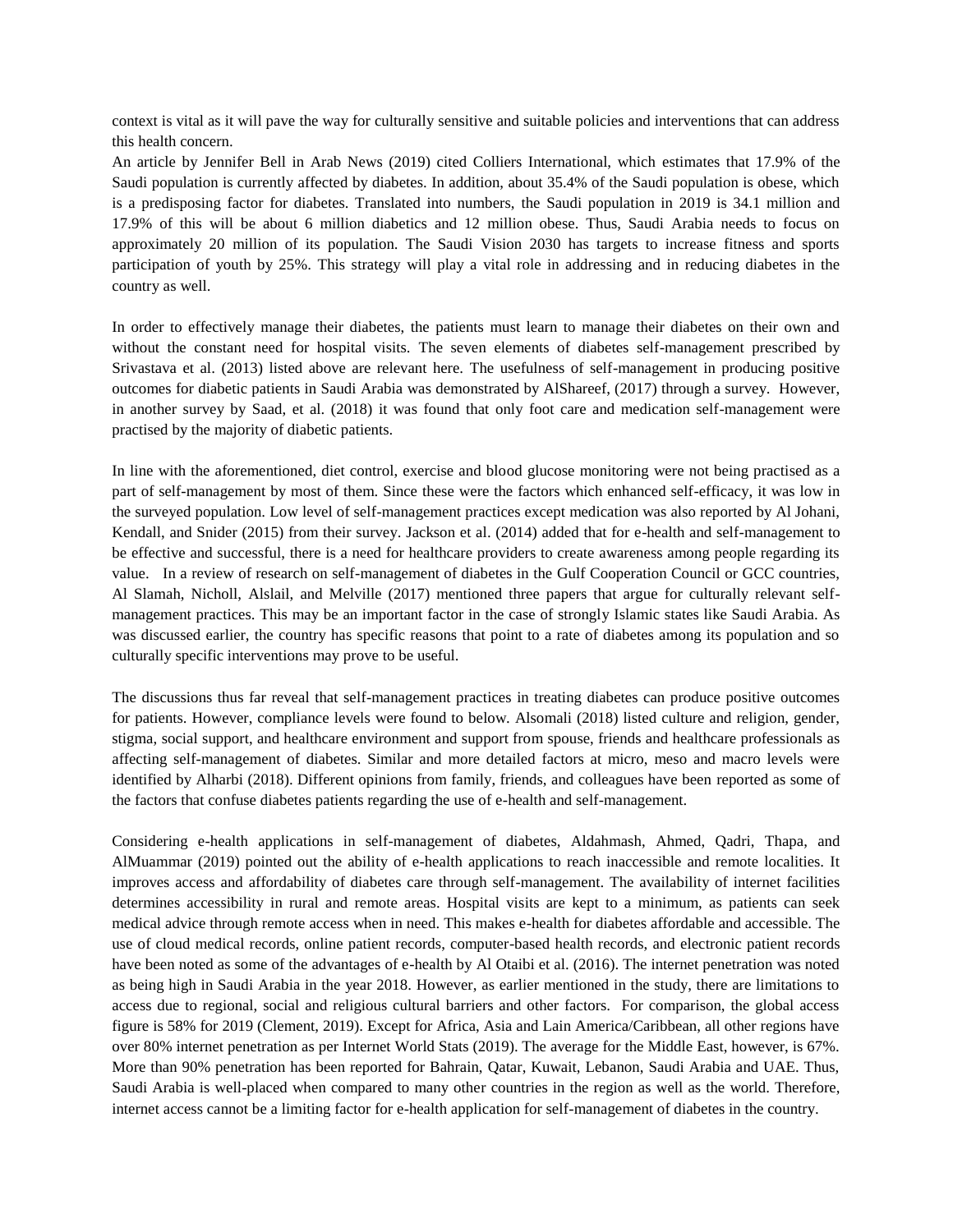context is vital as it will pave the way for culturally sensitive and suitable policies and interventions that can address this health concern.

An article by Jennifer Bell in Arab News (2019) cited Colliers International, which estimates that 17.9% of the Saudi population is currently affected by diabetes. In addition, about 35.4% of the Saudi population is obese, which is a predisposing factor for diabetes. Translated into numbers, the Saudi population in 2019 is 34.1 million and 17.9% of this will be about 6 million diabetics and 12 million obese. Thus, Saudi Arabia needs to focus on approximately 20 million of its population. The Saudi Vision 2030 has targets to increase fitness and sports participation of youth by 25%. This strategy will play a vital role in addressing and in reducing diabetes in the country as well.

In order to effectively manage their diabetes, the patients must learn to manage their diabetes on their own and without the constant need for hospital visits. The seven elements of diabetes self-management prescribed by Srivastava et al. (2013) listed above are relevant here. The usefulness of self-management in producing positive outcomes for diabetic patients in Saudi Arabia was demonstrated by AlShareef, (2017) through a survey. However, in another survey by Saad, et al. (2018) it was found that only foot care and medication self-management were practised by the majority of diabetic patients.

In line with the aforementioned, diet control, exercise and blood glucose monitoring were not being practised as a part of self-management by most of them. Since these were the factors which enhanced self-efficacy, it was low in the surveyed population. Low level of self-management practices except medication was also reported by Al Johani, Kendall, and Snider (2015) from their survey. Jackson et al. (2014) added that for e-health and self-management to be effective and successful, there is a need for healthcare providers to create awareness among people regarding its value. In a review of research on self-management of diabetes in the Gulf Cooperation Council or GCC countries, Al Slamah, Nicholl, Alslail, and Melville (2017) mentioned three papers that argue for culturally relevant self-management practices. This may be an important factor in the case of strongly Islamic states like Saudi Arabia. As was discussed earlier, the country has specific reasons that point to a rate of diabetes among its population and so culturally specific interventions may prove to be useful.

The discussions thus far reveal that self-management practices in treating diabetes can produce positive outcomes for patients. However, compliance levels were found to below. Alsomali (2018) listed culture and religion, gender, stigma, social support, and healthcare environment and support from spouse, friends and healthcare professionals as affecting self-management of diabetes. Similar and more detailed factors at micro, meso and macro levels were identified by Alharbi (2018). Different opinions from family, friends, and colleagues have been reported as some of the factors that confuse diabetes patients regarding the use of e-health and self-management.

Considering e-health applications in self-management of diabetes, Aldahmash, Ahmed, Qadri, Thapa, and AlMuammar (2019) pointed out the ability of e-health applications to reach inaccessible and remote localities. It improves access and affordability of diabetes care through self-management. The availability of internet facilities determines accessibility in rural and remote areas. Hospital visits are kept to a minimum, as patients can seek medical advice through remote access when in need. This makes e-health for diabetes affordable and accessible. The use of cloud medical records, online patient records, computer-based health records, and electronic patient records have been noted as some of the advantages of e-health by Al Otaibi et al. (2016). The internet penetration was noted as being high in Saudi Arabia in the year 2018. However, as earlier mentioned in the study, there are limitations to access due to regional, social and religious cultural barriers and other factors. For comparison, the global access figure is 58% for 2019 (Clement, 2019). Except for Africa, Asia and Lain America/Caribbean, all other regions have over 80% internet penetration as per Internet World Stats (2019). The average for the Middle East, however, is 67%. More than 90% penetration has been reported for Bahrain, Qatar, Kuwait, Lebanon, Saudi Arabia and UAE. Thus, Saudi Arabia is well-placed when compared to many other countries in the region as well as the world. Therefore, internet access cannot be a limiting factor for e-health application for self-management of diabetes in the country.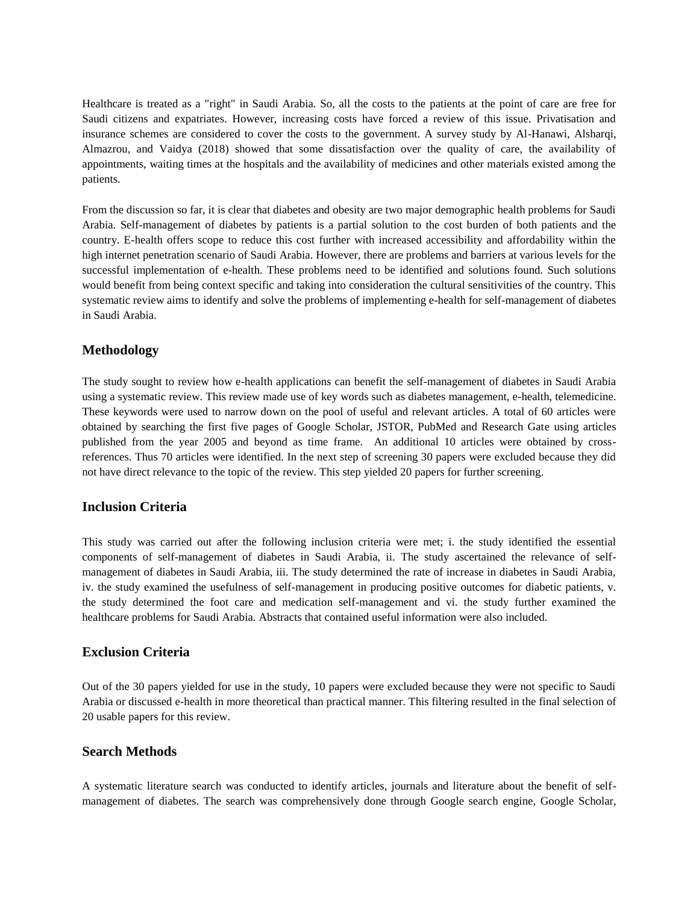Healthcare is treated as a "right" in Saudi Arabia. So, all the costs to the patients at the point of care are free for Saudi citizens and expatriates. However, increasing costs have forced a review of this issue. Privatisation and insurance schemes are considered to cover the costs to the government. A survey study by Al-Hanawi, Alsharqi, Almazrou, and Vaidya (2018) showed that some dissatisfaction over the quality of care, the availability of appointments, waiting times at the hospitals and the availability of medicines and other materials existed among the patients.

From the discussion so far, it is clear that diabetes and obesity are two major demographic health problems for Saudi Arabia. Self-management of diabetes by patients is a partial solution to the cost burden of both patients and the country. E-health offers scope to reduce this cost further with increased accessibility and affordability within the high internet penetration scenario of Saudi Arabia. However, there are problems and barriers at various levels for the successful implementation of e-health. These problems need to be identified and solutions found. Such solutions would benefit from being context specific and taking into consideration the cultural sensitivities of the country. This systematic review aims to identify and solve the problems of implementing e-health for self-management of diabetes in Saudi Arabia.

## Methodology

The study sought to review how e-health applications can benefit the self-management of diabetes in Saudi Arabia using a systematic review. This review made use of key words such as diabetes management, e-health, telemedicine. These keywords were used to narrow down on the pool of useful and relevant articles. A total of 60 articles were obtained by searching the first five pages of Google Scholar, JSTOR, PubMed and Research Gate using articles published from the year 2005 and beyond as time frame. An additional 10 articles were obtained by cross-references. Thus 70 articles were identified. In the next step of screening 30 papers were excluded because they did not have direct relevance to the topic of the review. This step yielded 20 papers for further screening.

## Inclusion Criteria

This study was carried out after the following inclusion criteria were met; i. the study identified the essential components of self-management of diabetes in Saudi Arabia, ii. The study ascertained the relevance of self-management of diabetes in Saudi Arabia, iii. The study determined the rate of increase in diabetes in Saudi Arabia, iv. the study examined the usefulness of self-management in producing positive outcomes for diabetic patients, v. the study determined the foot care and medication self-management and vi. the study further examined the healthcare problems for Saudi Arabia. Abstracts that contained useful information were also included.

## Exclusion Criteria

Out of the 30 papers yielded for use in the study, 10 papers were excluded because they were not specific to Saudi Arabia or discussed e-health in more theoretical than practical manner. This filtering resulted in the final selection of 20 usable papers for this review.

## Search Methods

A systematic literature search was conducted to identify articles, journals and literature about the benefit of self-management of diabetes. The search was comprehensively done through Google search engine, Google Scholar,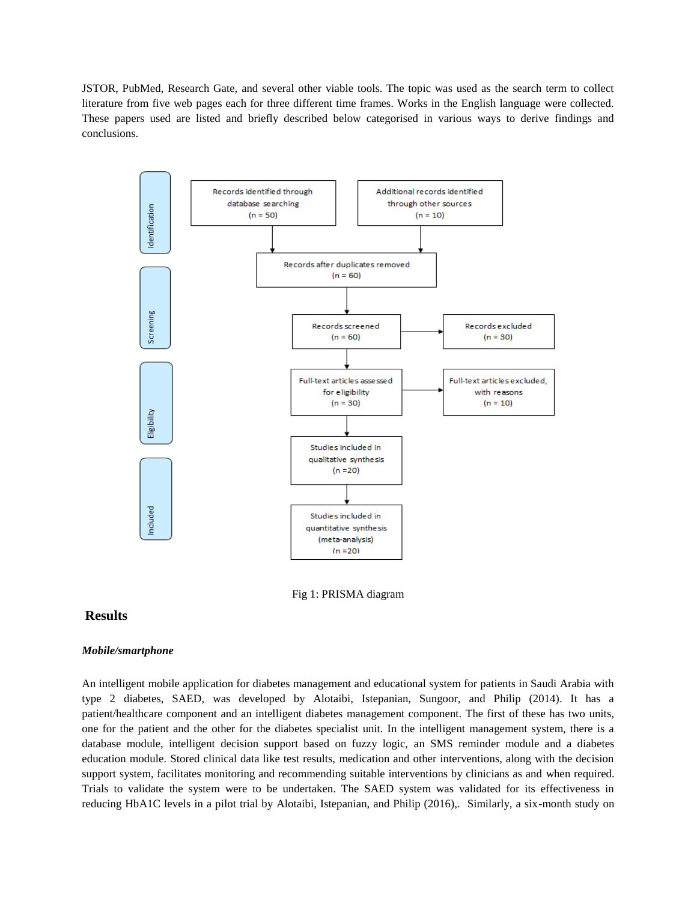JSTOR, PubMed, Research Gate, and several other viable tools. The topic was used as the search term to collect literature from five web pages each for three different time frames. Works in the English language were collected. These papers used are listed and briefly described below categorised in various ways to derive findings and conclusions.

Identification

Records identified through database searching (n = 50)

Additional records identified through other sources (n = 10)

Records after duplicates removed (n = 60)

Screening

Records screened (n = 60)

Records excluded (n = 30)

Eligibility

Full-text articles assessed for eligibility (n = 30)

Full-text articles excluded, with reasons (n = 10)

Included

Studies included in qualitative synthesis (n =20)

Studies included in quantitative synthesis (meta-analysis) (n =20)

Fig 1: PRISMA diagram

## Results

### *Mobile/smartphone*

An intelligent mobile application for diabetes management and educational system for patients in Saudi Arabia with type 2 diabetes, SAED, was developed by Alotaibi, Istepanian, Sungoor, and Philip (2014). It has a patient/healthcare component and an intelligent diabetes management component. The first of these has two units, one for the patient and the other for the diabetes specialist unit. In the intelligent management system, there is a database module, intelligent decision support based on fuzzy logic, an SMS reminder module and a diabetes education module. Stored clinical data like test results, medication and other interventions, along with the decision support system, facilitates monitoring and recommending suitable interventions by clinicians as and when required. Trials to validate the system were to be undertaken. The SAED system was validated for its effectiveness in reducing HbA1C levels in a pilot trial by Alotaibi, Istepanian, and Philip (2016),. Similarly, a six-month study on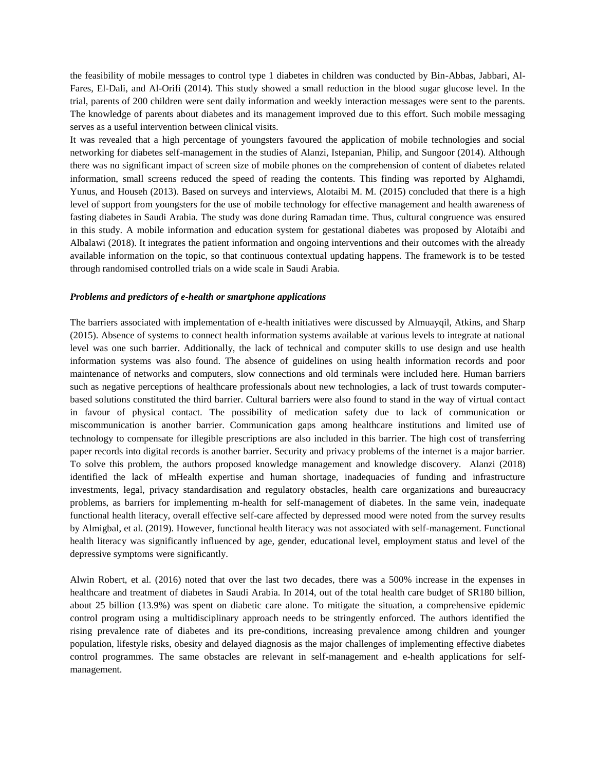the feasibility of mobile messages to control type 1 diabetes in children was conducted by Bin-Abbas, Jabbari, Al-Fares, El-Dali, and Al-Orifi (2014). This study showed a small reduction in the blood sugar glucose level. In the trial, parents of 200 children were sent daily information and weekly interaction messages were sent to the parents. The knowledge of parents about diabetes and its management improved due to this effort. Such mobile messaging serves as a useful intervention between clinical visits.

It was revealed that a high percentage of youngsters favoured the application of mobile technologies and social networking for diabetes self-management in the studies of Alanzi, Istepanian, Philip, and Sungoor (2014). Although there was no significant impact of screen size of mobile phones on the comprehension of content of diabetes related information, small screens reduced the speed of reading the contents. This finding was reported by Alghamdi, Yunus, and Househ (2013). Based on surveys and interviews, Alotaibi M. M. (2015) concluded that there is a high level of support from youngsters for the use of mobile technology for effective management and health awareness of fasting diabetes in Saudi Arabia. The study was done during Ramadan time. Thus, cultural congruence was ensured in this study. A mobile information and education system for gestational diabetes was proposed by Alotaibi and Albalawi (2018). It integrates the patient information and ongoing interventions and their outcomes with the already available information on the topic, so that continuous contextual updating happens. The framework is to be tested through randomised controlled trials on a wide scale in Saudi Arabia.

***Problems and predictors of e-health or smartphone applications***

The barriers associated with implementation of e-health initiatives were discussed by Almuayqil, Atkins, and Sharp (2015). Absence of systems to connect health information systems available at various levels to integrate at national level was one such barrier. Additionally, the lack of technical and computer skills to use design and use health information systems was also found. The absence of guidelines on using health information records and poor maintenance of networks and computers, slow connections and old terminals were included here. Human barriers such as negative perceptions of healthcare professionals about new technologies, a lack of trust towards computer-based solutions constituted the third barrier. Cultural barriers were also found to stand in the way of virtual contact in favour of physical contact. The possibility of medication safety due to lack of communication or miscommunication is another barrier. Communication gaps among healthcare institutions and limited use of technology to compensate for illegible prescriptions are also included in this barrier. The high cost of transferring paper records into digital records is another barrier. Security and privacy problems of the internet is a major barrier. To solve this problem, the authors proposed knowledge management and knowledge discovery. Alanzi (2018) identified the lack of mHealth expertise and human shortage, inadequacies of funding and infrastructure investments, legal, privacy standardisation and regulatory obstacles, health care organizations and bureaucracy problems, as barriers for implementing m-health for self-management of diabetes. In the same vein, inadequate functional health literacy, overall effective self-care affected by depressed mood were noted from the survey results by Almigbal, et al. (2019). However, functional health literacy was not associated with self-management. Functional health literacy was significantly influenced by age, gender, educational level, employment status and level of the depressive symptoms were significantly.

Alwin Robert, et al. (2016) noted that over the last two decades, there was a 500% increase in the expenses in healthcare and treatment of diabetes in Saudi Arabia. In 2014, out of the total health care budget of SR180 billion, about 25 billion (13.9%) was spent on diabetic care alone. To mitigate the situation, a comprehensive epidemic control program using a multidisciplinary approach needs to be stringently enforced. The authors identified the rising prevalence rate of diabetes and its pre-conditions, increasing prevalence among children and younger population, lifestyle risks, obesity and delayed diagnosis as the major challenges of implementing effective diabetes control programmes. The same obstacles are relevant in self-management and e-health applications for self-management.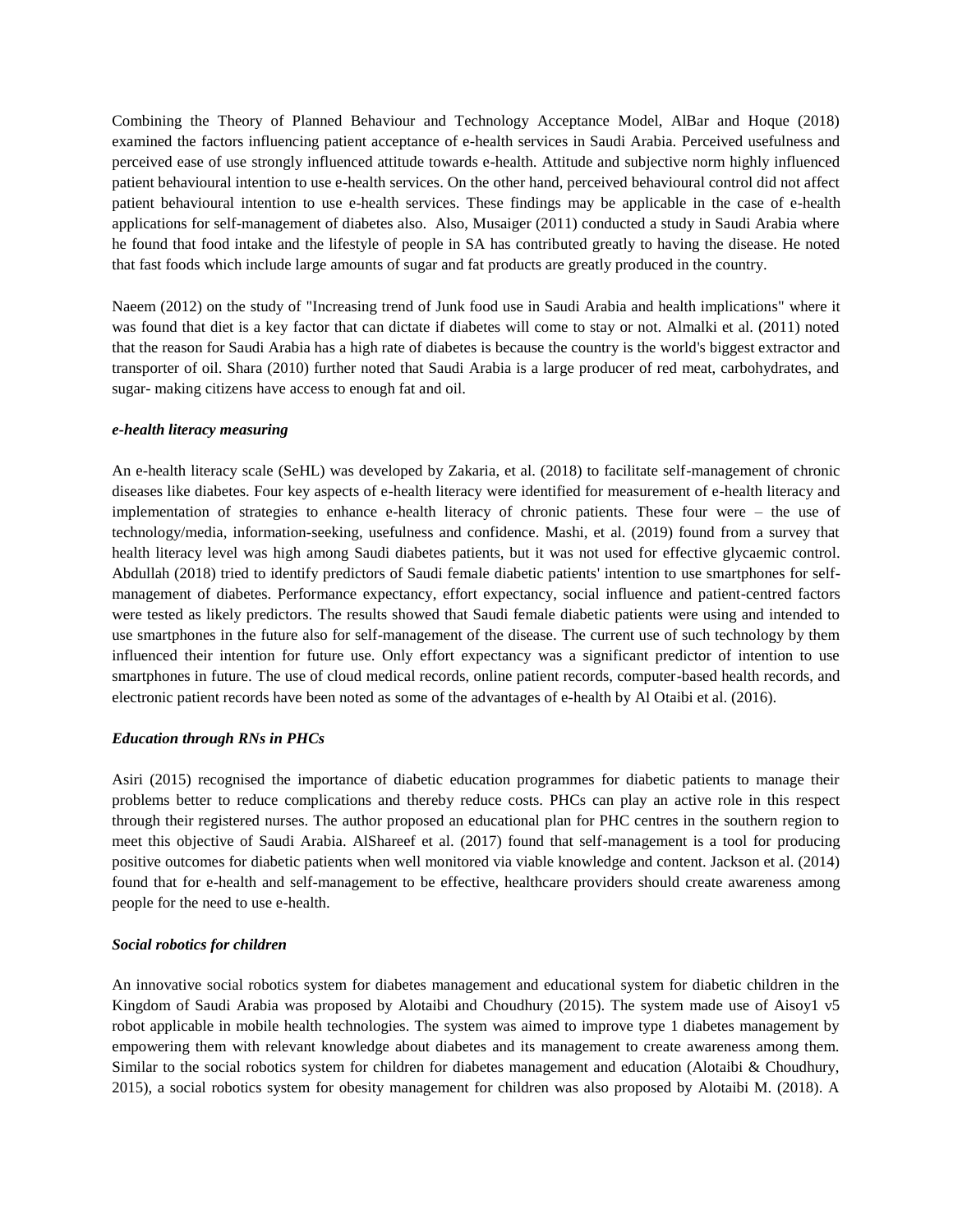Combining the Theory of Planned Behaviour and Technology Acceptance Model, AlBar and Hoque (2018) examined the factors influencing patient acceptance of e-health services in Saudi Arabia. Perceived usefulness and perceived ease of use strongly influenced attitude towards e-health. Attitude and subjective norm highly influenced patient behavioural intention to use e-health services. On the other hand, perceived behavioural control did not affect patient behavioural intention to use e-health services. These findings may be applicable in the case of e-health applications for self-management of diabetes also. Also, Musaiger (2011) conducted a study in Saudi Arabia where he found that food intake and the lifestyle of people in SA has contributed greatly to having the disease. He noted that fast foods which include large amounts of sugar and fat products are greatly produced in the country.

Naeem (2012) on the study of "Increasing trend of Junk food use in Saudi Arabia and health implications" where it was found that diet is a key factor that can dictate if diabetes will come to stay or not. Almalki et al. (2011) noted that the reason for Saudi Arabia has a high rate of diabetes is because the country is the world's biggest extractor and transporter of oil. Shara (2010) further noted that Saudi Arabia is a large producer of red meat, carbohydrates, and sugar- making citizens have access to enough fat and oil.

***e-health literacy measuring***

An e-health literacy scale (SeHL) was developed by Zakaria, et al. (2018) to facilitate self-management of chronic diseases like diabetes. Four key aspects of e-health literacy were identified for measurement of e-health literacy and implementation of strategies to enhance e-health literacy of chronic patients. These four were – the use of technology/media, information-seeking, usefulness and confidence. Mashi, et al. (2019) found from a survey that health literacy level was high among Saudi diabetes patients, but it was not used for effective glycaemic control. Abdullah (2018) tried to identify predictors of Saudi female diabetic patients' intention to use smartphones for self-management of diabetes. Performance expectancy, effort expectancy, social influence and patient-centred factors were tested as likely predictors. The results showed that Saudi female diabetic patients were using and intended to use smartphones in the future also for self-management of the disease. The current use of such technology by them influenced their intention for future use. Only effort expectancy was a significant predictor of intention to use smartphones in future. The use of cloud medical records, online patient records, computer-based health records, and electronic patient records have been noted as some of the advantages of e-health by Al Otaibi et al. (2016).

***Education through RNs in PHCs***

Asiri (2015) recognised the importance of diabetic education programmes for diabetic patients to manage their problems better to reduce complications and thereby reduce costs. PHCs can play an active role in this respect through their registered nurses. The author proposed an educational plan for PHC centres in the southern region to meet this objective of Saudi Arabia. AlShareef et al. (2017) found that self-management is a tool for producing positive outcomes for diabetic patients when well monitored via viable knowledge and content. Jackson et al. (2014) found that for e-health and self-management to be effective, healthcare providers should create awareness among people for the need to use e-health.

***Social robotics for children***

An innovative social robotics system for diabetes management and educational system for diabetic children in the Kingdom of Saudi Arabia was proposed by Alotaibi and Choudhury (2015). The system made use of Aisoy1 v5 robot applicable in mobile health technologies. The system was aimed to improve type 1 diabetes management by empowering them with relevant knowledge about diabetes and its management to create awareness among them. Similar to the social robotics system for children for diabetes management and education (Alotaibi & Choudhury, 2015), a social robotics system for obesity management for children was also proposed by Alotaibi M. (2018). A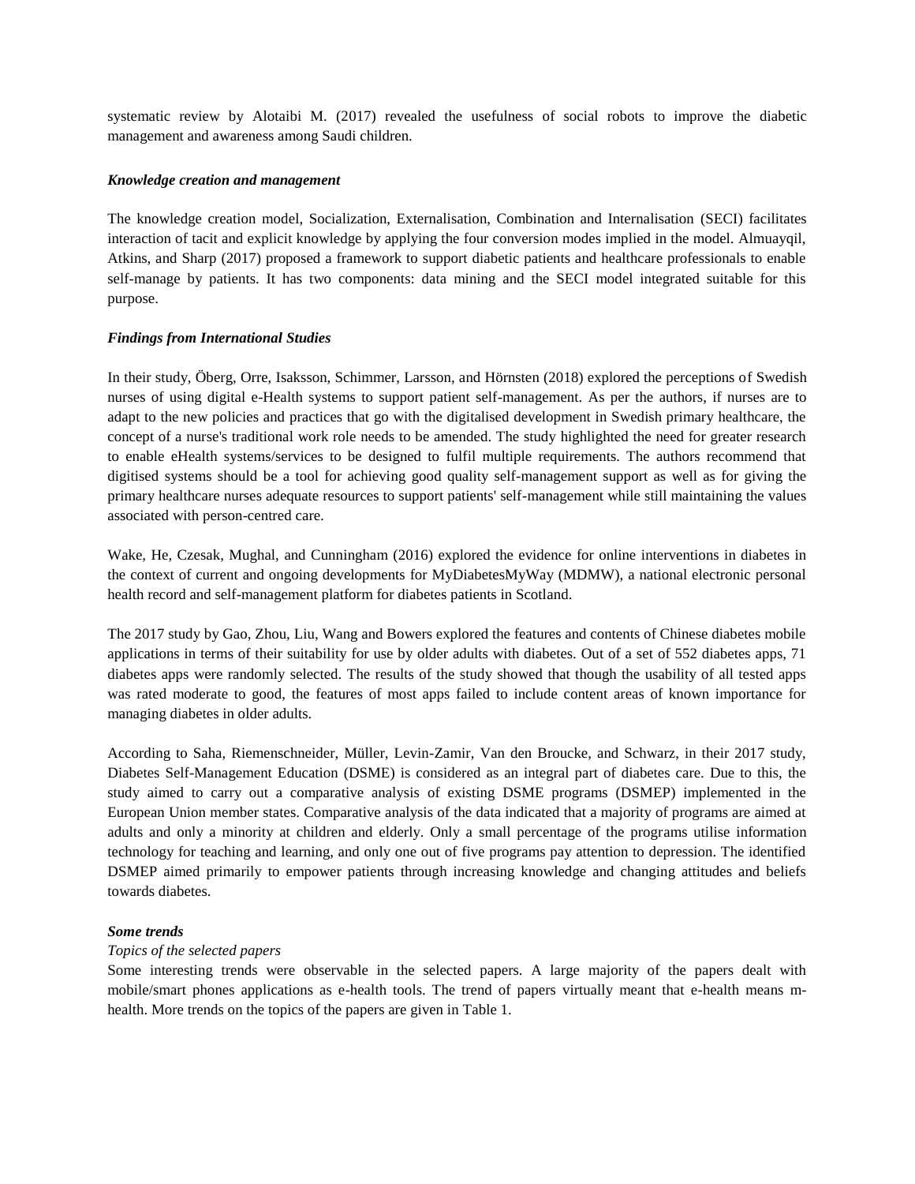systematic review by Alotaibi M. (2017) revealed the usefulness of social robots to improve the diabetic management and awareness among Saudi children.

***Knowledge creation and management***

The knowledge creation model, Socialization, Externalisation, Combination and Internalisation (SECI) facilitates interaction of tacit and explicit knowledge by applying the four conversion modes implied in the model. Almuayqil, Atkins, and Sharp (2017) proposed a framework to support diabetic patients and healthcare professionals to enable self-manage by patients. It has two components: data mining and the SECI model integrated suitable for this purpose.

***Findings from International Studies***

In their study, Öberg, Orre, Isaksson, Schimmer, Larsson, and Hörnsten (2018) explored the perceptions of Swedish nurses of using digital e-Health systems to support patient self-management. As per the authors, if nurses are to adapt to the new policies and practices that go with the digitalised development in Swedish primary healthcare, the concept of a nurse's traditional work role needs to be amended. The study highlighted the need for greater research to enable eHealth systems/services to be designed to fulfil multiple requirements. The authors recommend that digitised systems should be a tool for achieving good quality self-management support as well as for giving the primary healthcare nurses adequate resources to support patients' self-management while still maintaining the values associated with person-centred care.

Wake, He, Czesak, Mughal, and Cunningham (2016) explored the evidence for online interventions in diabetes in the context of current and ongoing developments for MyDiabetesMyWay (MDMW), a national electronic personal health record and self-management platform for diabetes patients in Scotland.

The 2017 study by Gao, Zhou, Liu, Wang and Bowers explored the features and contents of Chinese diabetes mobile applications in terms of their suitability for use by older adults with diabetes. Out of a set of 552 diabetes apps, 71 diabetes apps were randomly selected. The results of the study showed that though the usability of all tested apps was rated moderate to good, the features of most apps failed to include content areas of known importance for managing diabetes in older adults.

According to Saha, Riemenschneider, Müller, Levin-Zamir, Van den Broucke, and Schwarz, in their 2017 study, Diabetes Self-Management Education (DSME) is considered as an integral part of diabetes care. Due to this, the study aimed to carry out a comparative analysis of existing DSME programs (DSMEP) implemented in the European Union member states. Comparative analysis of the data indicated that a majority of programs are aimed at adults and only a minority at children and elderly. Only a small percentage of the programs utilise information technology for teaching and learning, and only one out of five programs pay attention to depression. The identified DSMEP aimed primarily to empower patients through increasing knowledge and changing attitudes and beliefs towards diabetes.

***Some trends***

*Topics of the selected papers*

Some interesting trends were observable in the selected papers. A large majority of the papers dealt with mobile/smart phones applications as e-health tools. The trend of papers virtually meant that e-health means m-health. More trends on the topics of the papers are given in Table 1.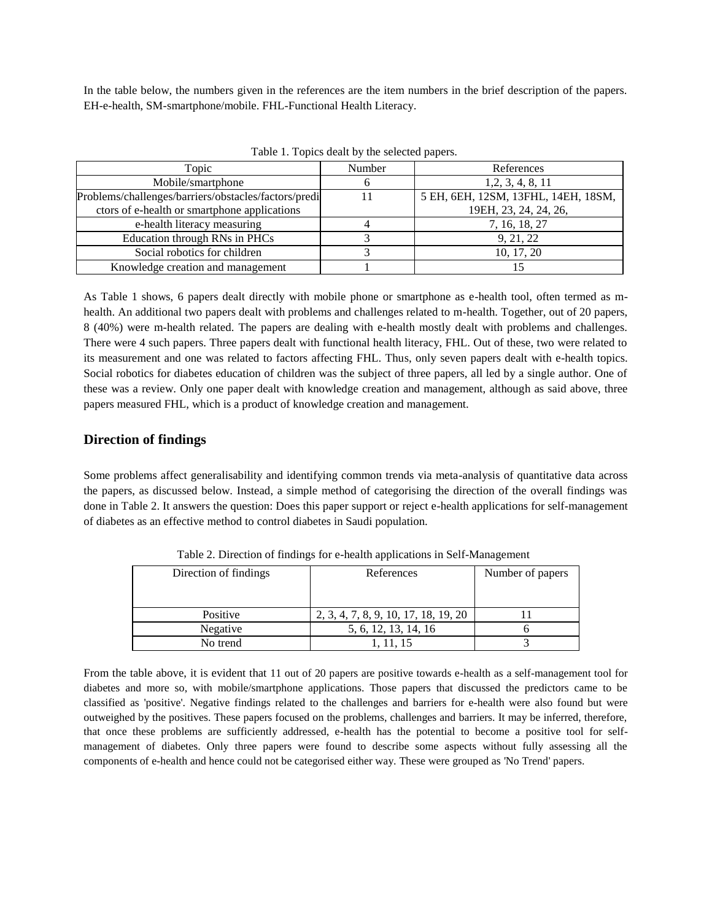In the table below, the numbers given in the references are the item numbers in the brief description of the papers. EH-e-health, SM-smartphone/mobile. FHL-Functional Health Literacy.

Table 1. Topics dealt by the selected papers.

| Topic | Number | References |
| --- | --- | --- |
| Mobile/smartphone | 6 | 1,2, 3, 4, 8, 11 |
| Problems/challenges/barriers/obstacles/factors/predictors of e-health or smartphone applications | 11 | 5 EH, 6EH, 12SM, 13FHL, 14EH, 18SM, 19EH, 23, 24, 24, 26, |
| e-health literacy measuring | 4 | 7, 16, 18, 27 |
| Education through RNs in PHCs | 3 | 9, 21, 22 |
| Social robotics for children | 3 | 10, 17, 20 |
| Knowledge creation and management | 1 | 15 |

As Table 1 shows, 6 papers dealt directly with mobile phone or smartphone as e-health tool, often termed as m-health. An additional two papers dealt with problems and challenges related to m-health. Together, out of 20 papers, 8 (40%) were m-health related. The papers are dealing with e-health mostly dealt with problems and challenges. There were 4 such papers. Three papers dealt with functional health literacy, FHL. Out of these, two were related to its measurement and one was related to factors affecting FHL. Thus, only seven papers dealt with e-health topics. Social robotics for diabetes education of children was the subject of three papers, all led by a single author. One of these was a review. Only one paper dealt with knowledge creation and management, although as said above, three papers measured FHL, which is a product of knowledge creation and management.

## Direction of findings

Some problems affect generalisability and identifying common trends via meta-analysis of quantitative data across the papers, as discussed below. Instead, a simple method of categorising the direction of the overall findings was done in Table 2. It answers the question: Does this paper support or reject e-health applications for self-management of diabetes as an effective method to control diabetes in Saudi population.

Table 2. Direction of findings for e-health applications in Self-Management

| Direction of findings | References | Number of papers |
| --- | --- | --- |
| Positive | 2, 3, 4, 7, 8, 9, 10, 17, 18, 19, 20 | 11 |
| Negative | 5, 6, 12, 13, 14, 16 | 6 |
| No trend | 1, 11, 15 | 3 |

From the table above, it is evident that 11 out of 20 papers are positive towards e-health as a self-management tool for diabetes and more so, with mobile/smartphone applications. Those papers that discussed the predictors came to be classified as 'positive'. Negative findings related to the challenges and barriers for e-health were also found but were outweighed by the positives. These papers focused on the problems, challenges and barriers. It may be inferred, therefore, that once these problems are sufficiently addressed, e-health has the potential to become a positive tool for self-management of diabetes. Only three papers were found to describe some aspects without fully assessing all the components of e-health and hence could not be categorised either way. These were grouped as 'No Trend' papers.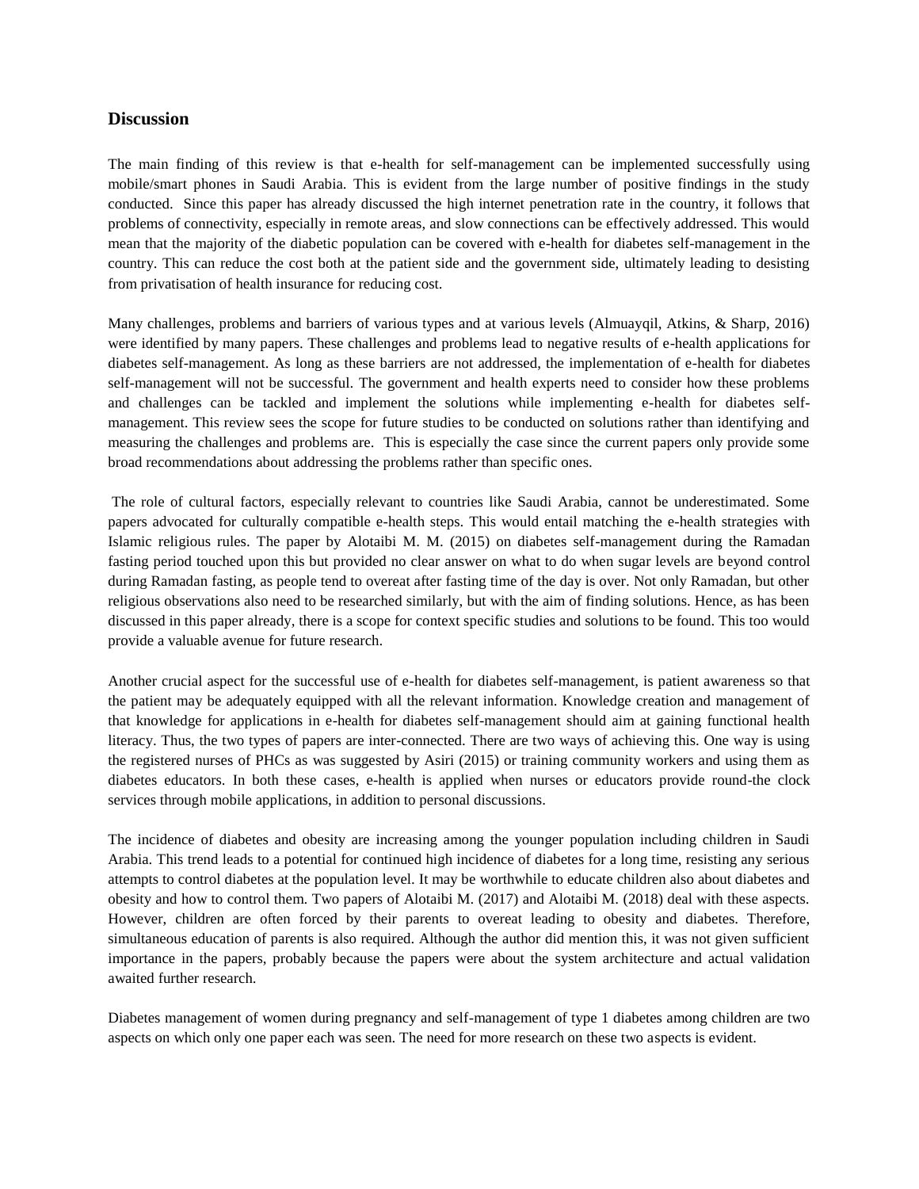## Discussion

The main finding of this review is that e-health for self-management can be implemented successfully using mobile/smart phones in Saudi Arabia. This is evident from the large number of positive findings in the study conducted. Since this paper has already discussed the high internet penetration rate in the country, it follows that problems of connectivity, especially in remote areas, and slow connections can be effectively addressed. This would mean that the majority of the diabetic population can be covered with e-health for diabetes self-management in the country. This can reduce the cost both at the patient side and the government side, ultimately leading to desisting from privatisation of health insurance for reducing cost.

Many challenges, problems and barriers of various types and at various levels (Almuayqil, Atkins, & Sharp, 2016) were identified by many papers. These challenges and problems lead to negative results of e-health applications for diabetes self-management. As long as these barriers are not addressed, the implementation of e-health for diabetes self-management will not be successful. The government and health experts need to consider how these problems and challenges can be tackled and implement the solutions while implementing e-health for diabetes self-management. This review sees the scope for future studies to be conducted on solutions rather than identifying and measuring the challenges and problems are. This is especially the case since the current papers only provide some broad recommendations about addressing the problems rather than specific ones.

The role of cultural factors, especially relevant to countries like Saudi Arabia, cannot be underestimated. Some papers advocated for culturally compatible e-health steps. This would entail matching the e-health strategies with Islamic religious rules. The paper by Alotaibi M. M. (2015) on diabetes self-management during the Ramadan fasting period touched upon this but provided no clear answer on what to do when sugar levels are beyond control during Ramadan fasting, as people tend to overeat after fasting time of the day is over. Not only Ramadan, but other religious observations also need to be researched similarly, but with the aim of finding solutions. Hence, as has been discussed in this paper already, there is a scope for context specific studies and solutions to be found. This too would provide a valuable avenue for future research.

Another crucial aspect for the successful use of e-health for diabetes self-management, is patient awareness so that the patient may be adequately equipped with all the relevant information. Knowledge creation and management of that knowledge for applications in e-health for diabetes self-management should aim at gaining functional health literacy. Thus, the two types of papers are inter-connected. There are two ways of achieving this. One way is using the registered nurses of PHCs as was suggested by Asiri (2015) or training community workers and using them as diabetes educators. In both these cases, e-health is applied when nurses or educators provide round-the clock services through mobile applications, in addition to personal discussions.

The incidence of diabetes and obesity are increasing among the younger population including children in Saudi Arabia. This trend leads to a potential for continued high incidence of diabetes for a long time, resisting any serious attempts to control diabetes at the population level. It may be worthwhile to educate children also about diabetes and obesity and how to control them. Two papers of Alotaibi M. (2017) and Alotaibi M. (2018) deal with these aspects. However, children are often forced by their parents to overeat leading to obesity and diabetes. Therefore, simultaneous education of parents is also required. Although the author did mention this, it was not given sufficient importance in the papers, probably because the papers were about the system architecture and actual validation awaited further research.

Diabetes management of women during pregnancy and self-management of type 1 diabetes among children are two aspects on which only one paper each was seen. The need for more research on these two aspects is evident.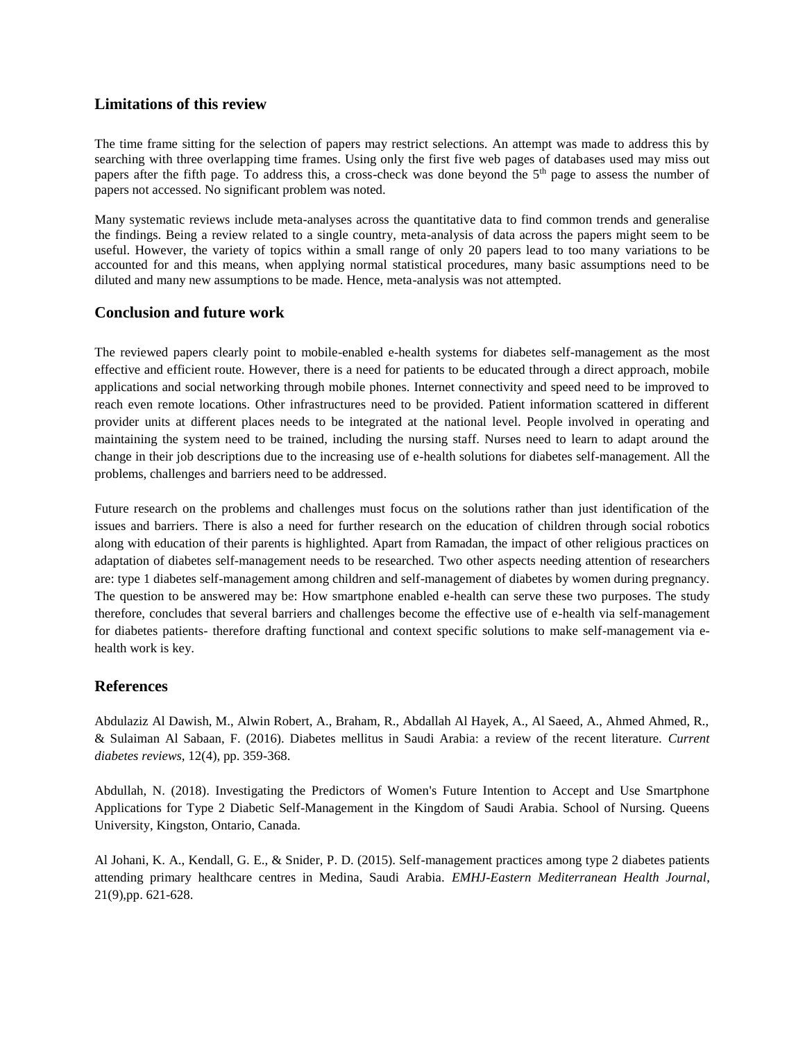## Limitations of this review

The time frame sitting for the selection of papers may restrict selections. An attempt was made to address this by searching with three overlapping time frames. Using only the first five web pages of databases used may miss out papers after the fifth page. To address this, a cross-check was done beyond the 5th page to assess the number of papers not accessed. No significant problem was noted.

Many systematic reviews include meta-analyses across the quantitative data to find common trends and generalise the findings. Being a review related to a single country, meta-analysis of data across the papers might seem to be useful. However, the variety of topics within a small range of only 20 papers lead to too many variations to be accounted for and this means, when applying normal statistical procedures, many basic assumptions need to be diluted and many new assumptions to be made. Hence, meta-analysis was not attempted.

## Conclusion and future work

The reviewed papers clearly point to mobile-enabled e-health systems for diabetes self-management as the most effective and efficient route. However, there is a need for patients to be educated through a direct approach, mobile applications and social networking through mobile phones. Internet connectivity and speed need to be improved to reach even remote locations. Other infrastructures need to be provided. Patient information scattered in different provider units at different places needs to be integrated at the national level. People involved in operating and maintaining the system need to be trained, including the nursing staff. Nurses need to learn to adapt around the change in their job descriptions due to the increasing use of e-health solutions for diabetes self-management. All the problems, challenges and barriers need to be addressed.

Future research on the problems and challenges must focus on the solutions rather than just identification of the issues and barriers. There is also a need for further research on the education of children through social robotics along with education of their parents is highlighted. Apart from Ramadan, the impact of other religious practices on adaptation of diabetes self-management needs to be researched. Two other aspects needing attention of researchers are: type 1 diabetes self-management among children and self-management of diabetes by women during pregnancy. The question to be answered may be: How smartphone enabled e-health can serve these two purposes. The study therefore, concludes that several barriers and challenges become the effective use of e-health via self-management for diabetes patients- therefore drafting functional and context specific solutions to make self-management via e-health work is key.

## References

Abdulaziz Al Dawish, M., Alwin Robert, A., Braham, R., Abdallah Al Hayek, A., Al Saeed, A., Ahmed Ahmed, R., & Sulaiman Al Sabaan, F. (2016). Diabetes mellitus in Saudi Arabia: a review of the recent literature. *Current diabetes reviews*, 12(4), pp. 359-368.

Abdullah, N. (2018). Investigating the Predictors of Women's Future Intention to Accept and Use Smartphone Applications for Type 2 Diabetic Self-Management in the Kingdom of Saudi Arabia. School of Nursing. Queens University, Kingston, Ontario, Canada.

Al Johani, K. A., Kendall, G. E., & Snider, P. D. (2015). Self-management practices among type 2 diabetes patients attending primary healthcare centres in Medina, Saudi Arabia. *EMHJ-Eastern Mediterranean Health Journal*, 21(9),pp. 621-628.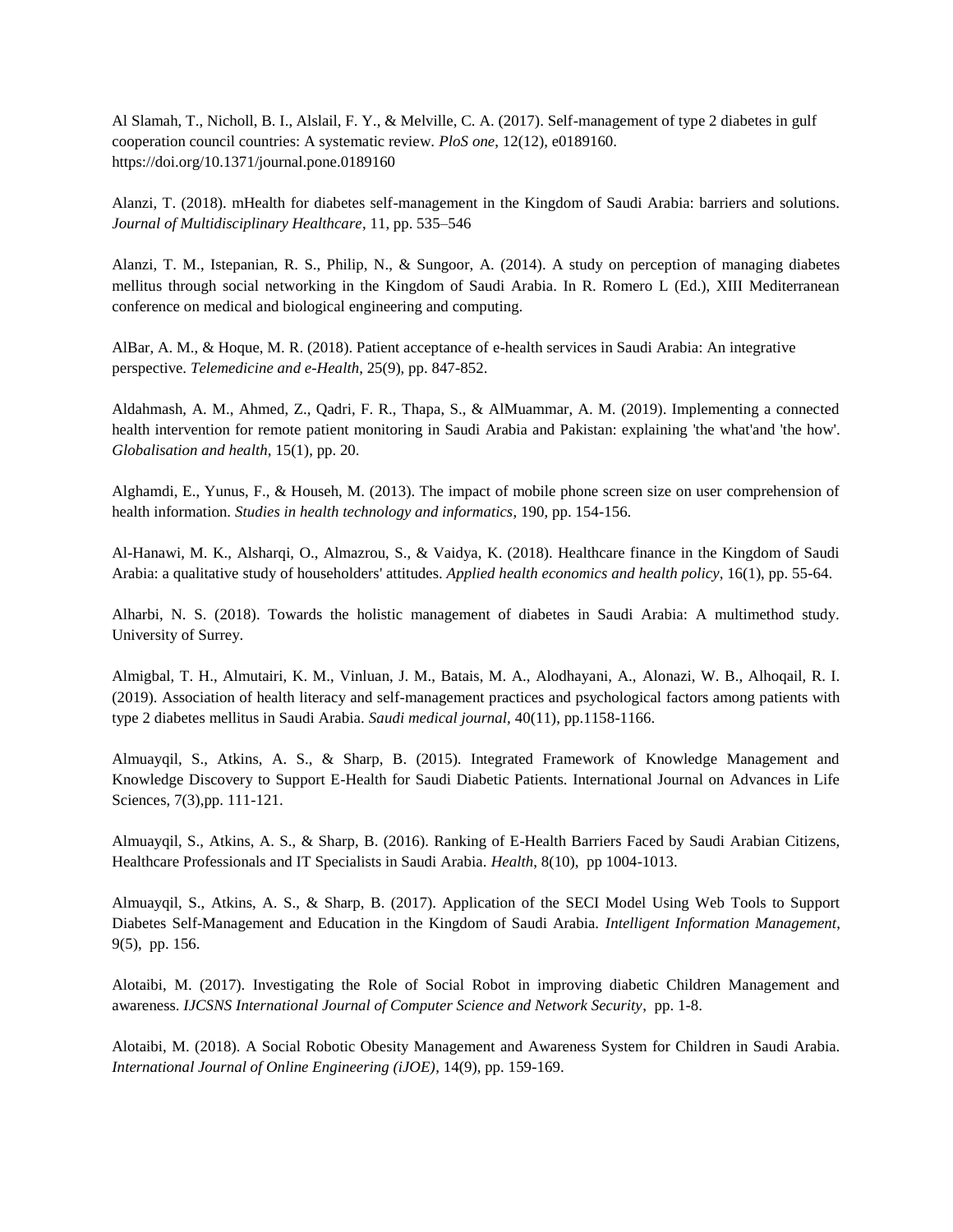Al Slamah, T., Nicholl, B. I., Alslail, F. Y., & Melville, C. A. (2017). Self-management of type 2 diabetes in gulf cooperation council countries: A systematic review. *PloS one*, 12(12), e0189160. https://doi.org/10.1371/journal.pone.0189160

Alanzi, T. (2018). mHealth for diabetes self-management in the Kingdom of Saudi Arabia: barriers and solutions. *Journal of Multidisciplinary Healthcare*, 11, pp. 535–546

Alanzi, T. M., Istepanian, R. S., Philip, N., & Sungoor, A. (2014). A study on perception of managing diabetes mellitus through social networking in the Kingdom of Saudi Arabia. In R. Romero L (Ed.), XIII Mediterranean conference on medical and biological engineering and computing.

AlBar, A. M., & Hoque, M. R. (2018). Patient acceptance of e-health services in Saudi Arabia: An integrative perspective. *Telemedicine and e-Health*, 25(9), pp. 847-852.

Aldahmash, A. M., Ahmed, Z., Qadri, F. R., Thapa, S., & AlMuammar, A. M. (2019). Implementing a connected health intervention for remote patient monitoring in Saudi Arabia and Pakistan: explaining 'the what'and 'the how'. *Globalisation and health*, 15(1), pp. 20.

Alghamdi, E., Yunus, F., & Househ, M. (2013). The impact of mobile phone screen size on user comprehension of health information. *Studies in health technology and informatics*, 190, pp. 154-156.

Al-Hanawi, M. K., Alsharqi, O., Almazrou, S., & Vaidya, K. (2018). Healthcare finance in the Kingdom of Saudi Arabia: a qualitative study of householders' attitudes. *Applied health economics and health policy*, 16(1), pp. 55-64.

Alharbi, N. S. (2018). Towards the holistic management of diabetes in Saudi Arabia: A multimethod study. University of Surrey.

Almigbal, T. H., Almutairi, K. M., Vinluan, J. M., Batais, M. A., Alodhayani, A., Alonazi, W. B., Alhoqail, R. I. (2019). Association of health literacy and self-management practices and psychological factors among patients with type 2 diabetes mellitus in Saudi Arabia. *Saudi medical journal*, 40(11), pp.1158-1166.

Almuayqil, S., Atkins, A. S., & Sharp, B. (2015). Integrated Framework of Knowledge Management and Knowledge Discovery to Support E-Health for Saudi Diabetic Patients. International Journal on Advances in Life Sciences, 7(3),pp. 111-121.

Almuayqil, S., Atkins, A. S., & Sharp, B. (2016). Ranking of E-Health Barriers Faced by Saudi Arabian Citizens, Healthcare Professionals and IT Specialists in Saudi Arabia. *Health*, 8(10), pp 1004-1013.

Almuayqil, S., Atkins, A. S., & Sharp, B. (2017). Application of the SECI Model Using Web Tools to Support Diabetes Self-Management and Education in the Kingdom of Saudi Arabia. *Intelligent Information Management*, 9(5), pp. 156.

Alotaibi, M. (2017). Investigating the Role of Social Robot in improving diabetic Children Management and awareness. *IJCSNS International Journal of Computer Science and Network Security*, pp. 1-8.

Alotaibi, M. (2018). A Social Robotic Obesity Management and Awareness System for Children in Saudi Arabia. *International Journal of Online Engineering (iJOE)*, 14(9), pp. 159-169.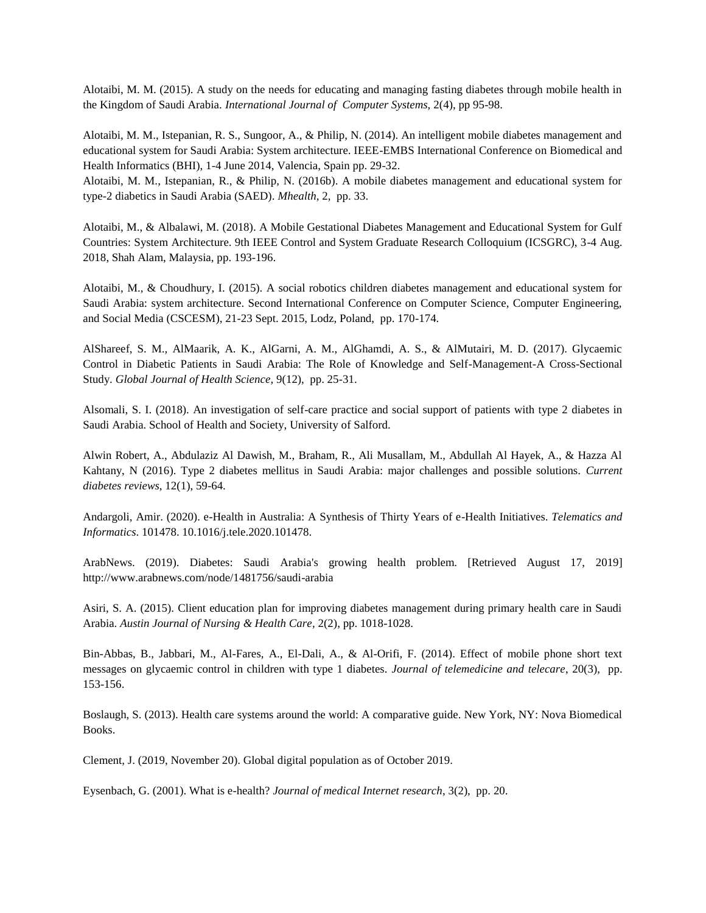Alotaibi, M. M. (2015). A study on the needs for educating and managing fasting diabetes through mobile health in the Kingdom of Saudi Arabia. *International Journal of Computer Systems*, 2(4), pp 95-98.

Alotaibi, M. M., Istepanian, R. S., Sungoor, A., & Philip, N. (2014). An intelligent mobile diabetes management and educational system for Saudi Arabia: System architecture. IEEE-EMBS International Conference on Biomedical and Health Informatics (BHI), 1-4 June 2014, Valencia, Spain pp. 29-32.

Alotaibi, M. M., Istepanian, R., & Philip, N. (2016b). A mobile diabetes management and educational system for type-2 diabetics in Saudi Arabia (SAED). *Mhealth*, 2, pp. 33.

Alotaibi, M., & Albalawi, M. (2018). A Mobile Gestational Diabetes Management and Educational System for Gulf Countries: System Architecture. 9th IEEE Control and System Graduate Research Colloquium (ICSGRC), 3-4 Aug. 2018, Shah Alam, Malaysia, pp. 193-196.

Alotaibi, M., & Choudhury, I. (2015). A social robotics children diabetes management and educational system for Saudi Arabia: system architecture. Second International Conference on Computer Science, Computer Engineering, and Social Media (CSCESM), 21-23 Sept. 2015, Lodz, Poland, pp. 170-174.

AlShareef, S. M., AlMaarik, A. K., AlGarni, A. M., AlGhamdi, A. S., & AlMutairi, M. D. (2017). Glycaemic Control in Diabetic Patients in Saudi Arabia: The Role of Knowledge and Self-Management-A Cross-Sectional Study. *Global Journal of Health Science*, 9(12), pp. 25-31.

Alsomali, S. I. (2018). An investigation of self-care practice and social support of patients with type 2 diabetes in Saudi Arabia. School of Health and Society, University of Salford.

Alwin Robert, A., Abdulaziz Al Dawish, M., Braham, R., Ali Musallam, M., Abdullah Al Hayek, A., & Hazza Al Kahtany, N (2016). Type 2 diabetes mellitus in Saudi Arabia: major challenges and possible solutions. *Current diabetes reviews*, 12(1), 59-64.

Andargoli, Amir. (2020). e-Health in Australia: A Synthesis of Thirty Years of e-Health Initiatives. *Telematics and Informatics*. 101478. 10.1016/j.tele.2020.101478.

ArabNews. (2019). Diabetes: Saudi Arabia's growing health problem. [Retrieved August 17, 2019] http://www.arabnews.com/node/1481756/saudi-arabia

Asiri, S. A. (2015). Client education plan for improving diabetes management during primary health care in Saudi Arabia. *Austin Journal of Nursing & Health Care*, 2(2), pp. 1018-1028.

Bin-Abbas, B., Jabbari, M., Al-Fares, A., El-Dali, A., & Al-Orifi, F. (2014). Effect of mobile phone short text messages on glycaemic control in children with type 1 diabetes. *Journal of telemedicine and telecare*, 20(3), pp. 153-156.

Boslaugh, S. (2013). Health care systems around the world: A comparative guide. New York, NY: Nova Biomedical Books.

Clement, J. (2019, November 20). Global digital population as of October 2019.

Eysenbach, G. (2001). What is e-health? *Journal of medical Internet research*, 3(2), pp. 20.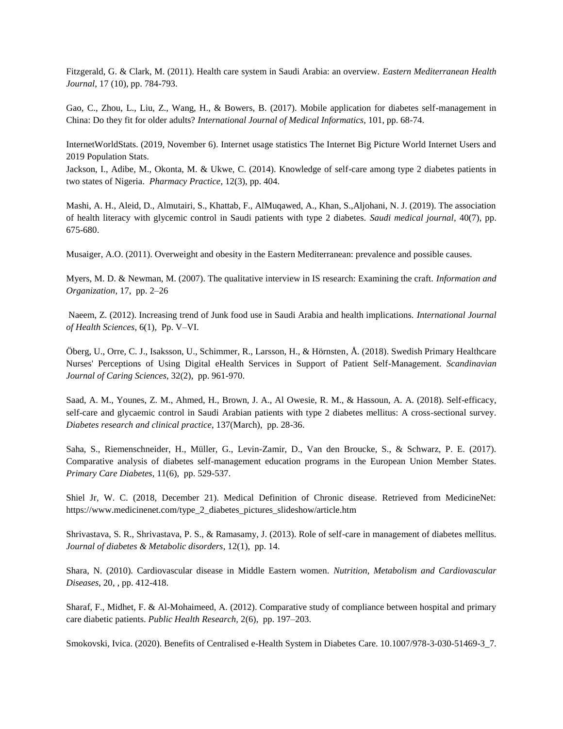Fitzgerald, G. & Clark, M. (2011). Health care system in Saudi Arabia: an overview. *Eastern Mediterranean Health Journal*, 17 (10), pp. 784-793.

Gao, C., Zhou, L., Liu, Z., Wang, H., & Bowers, B. (2017). Mobile application for diabetes self-management in China: Do they fit for older adults? *International Journal of Medical Informatics*, 101, pp. 68-74.

InternetWorldStats. (2019, November 6). Internet usage statistics The Internet Big Picture World Internet Users and 2019 Population Stats.

Jackson, I., Adibe, M., Okonta, M. & Ukwe, C. (2014). Knowledge of self-care among type 2 diabetes patients in two states of Nigeria. *Pharmacy Practice*, 12(3), pp. 404.

Mashi, A. H., Aleid, D., Almutairi, S., Khattab, F., AlMuqawed, A., Khan, S.,Aljohani, N. J. (2019). The association of health literacy with glycemic control in Saudi patients with type 2 diabetes. *Saudi medical journal*, 40(7), pp. 675-680.

Musaiger, A.O. (2011). Overweight and obesity in the Eastern Mediterranean: prevalence and possible causes.

Myers, M. D. & Newman, M. (2007). The qualitative interview in IS research: Examining the craft. *Information and Organization*, 17, pp. 2–26

Naeem, Z. (2012). Increasing trend of Junk food use in Saudi Arabia and health implications. *International Journal of Health Sciences*, 6(1), Pp. V–VI.

Öberg, U., Orre, C. J., Isaksson, U., Schimmer, R., Larsson, H., & Hörnsten, Å. (2018). Swedish Primary Healthcare Nurses' Perceptions of Using Digital eHealth Services in Support of Patient Self-Management. *Scandinavian Journal of Caring Sciences*, 32(2), pp. 961-970.

Saad, A. M., Younes, Z. M., Ahmed, H., Brown, J. A., Al Owesie, R. M., & Hassoun, A. A. (2018). Self-efficacy, self-care and glycaemic control in Saudi Arabian patients with type 2 diabetes mellitus: A cross-sectional survey. *Diabetes research and clinical practice*, 137(March), pp. 28-36.

Saha, S., Riemenschneider, H., Müller, G., Levin-Zamir, D., Van den Broucke, S., & Schwarz, P. E. (2017). Comparative analysis of diabetes self-management education programs in the European Union Member States. *Primary Care Diabetes*, 11(6), pp. 529-537.

Shiel Jr, W. C. (2018, December 21). Medical Definition of Chronic disease. Retrieved from MedicineNet: https://www.medicinenet.com/type_2_diabetes_pictures_slideshow/article.htm

Shrivastava, S. R., Shrivastava, P. S., & Ramasamy, J. (2013). Role of self-care in management of diabetes mellitus. *Journal of diabetes & Metabolic disorders*, 12(1), pp. 14.

Shara, N. (2010). Cardiovascular disease in Middle Eastern women. *Nutrition, Metabolism and Cardiovascular Diseases*, 20, , pp. 412-418.

Sharaf, F., Midhet, F. & Al-Mohaimeed, A. (2012). Comparative study of compliance between hospital and primary care diabetic patients. *Public Health Research,* 2(6), pp. 197–203.

Smokovski, Ivica. (2020). Benefits of Centralised e-Health System in Diabetes Care. 10.1007/978-3-030-51469-3_7.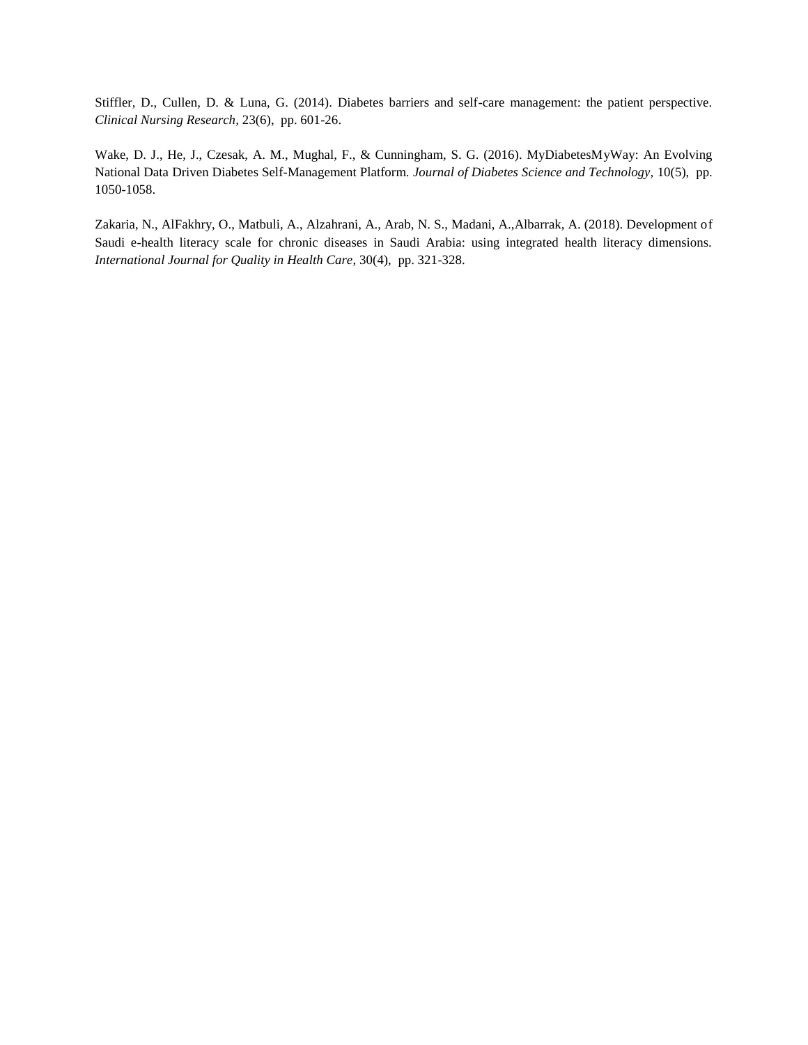Stiffler, D., Cullen, D. & Luna, G. (2014). Diabetes barriers and self-care management: the patient perspective. *Clinical Nursing Research*, 23(6), pp. 601-26.

Wake, D. J., He, J., Czesak, A. M., Mughal, F., & Cunningham, S. G. (2016). MyDiabetesMyWay: An Evolving National Data Driven Diabetes Self-Management Platform. *Journal of Diabetes Science and Technology*, 10(5), pp. 1050-1058.

Zakaria, N., AlFakhry, O., Matbuli, A., Alzahrani, A., Arab, N. S., Madani, A.,Albarrak, A. (2018). Development of Saudi e-health literacy scale for chronic diseases in Saudi Arabia: using integrated health literacy dimensions. *International Journal for Quality in Health Care*, 30(4), pp. 321-328.